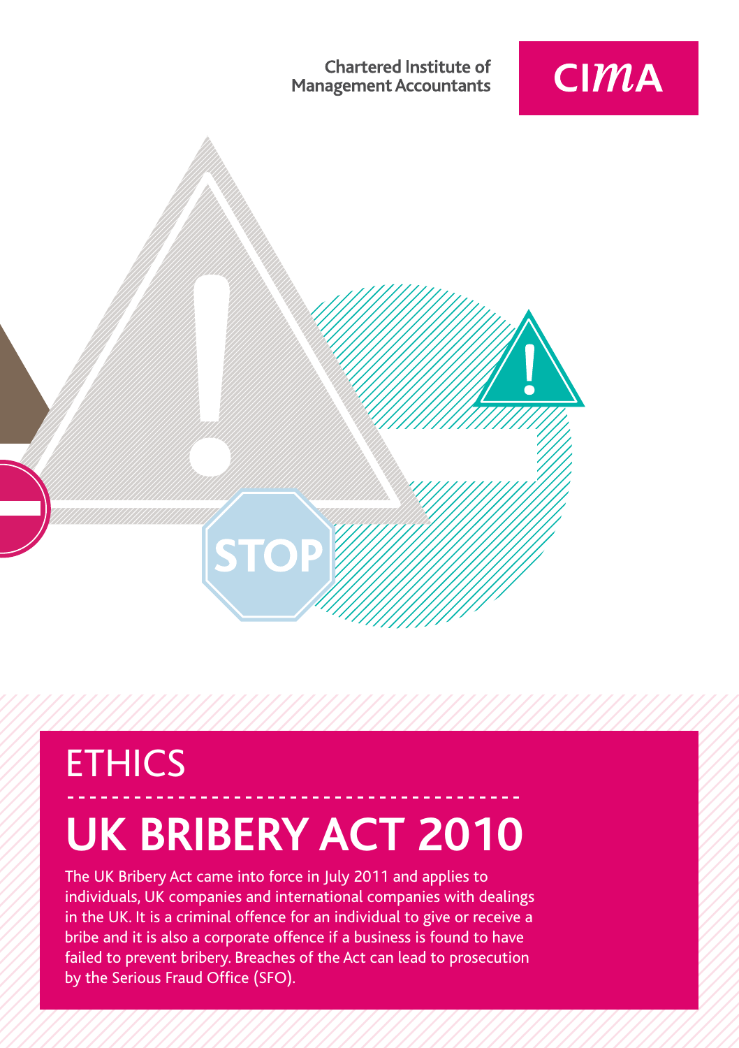Chartered Institute of Management Accountants

CIMA

# ETHICS

# UK BRIBERY ACT 2010

The UK Bribery Act came into force in July 2011 and applies to individuals, UK companies and international companies with dealings in the UK. It is a criminal offence for an individual to give or receive a bribe and it is also a corporate offence if a business is found to have failed to prevent bribery. Breaches of the Act can lead to prosecution by the Serious Fraud Office (SFO).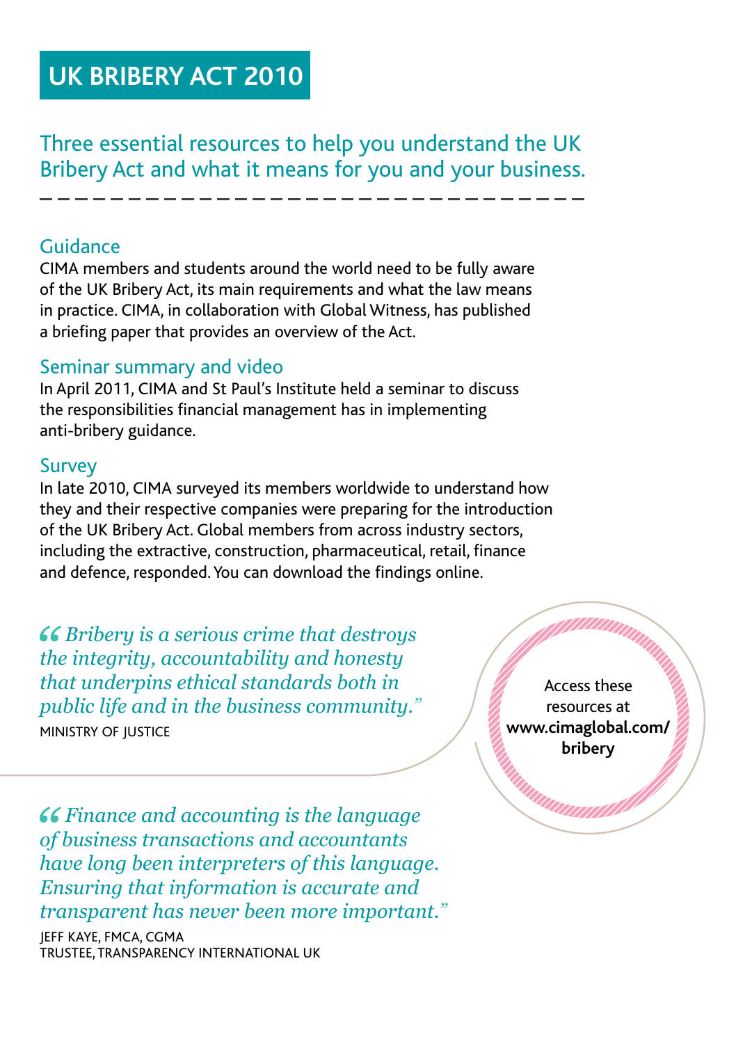# UK BRIBERY ACT 2010

## Three essential resources to help you understand the UK Bribery Act and what it means for you and your business.

### Guidance

CIMA members and students around the world need to be fully aware of the UK Bribery Act, its main requirements and what the law means in practice. CIMA, in collaboration with Global Witness, has published a briefing paper that provides an overview of the Act.

### Seminar summary and video

In April 2011, CIMA and St Paul's Institute held a seminar to discuss the responsibilities financial management has in implementing anti-bribery guidance.

### Survey

In late 2010, CIMA surveyed its members worldwide to understand how they and their respective companies were preparing for the introduction of the UK Bribery Act. Global members from across industry sectors, including the extractive, construction, pharmaceutical, retail, finance and defence, responded. You can download the findings online.

> *"Bribery is a serious crime that destroys the integrity, accountability and honesty that underpins ethical standards both in public life and in the business community."*
>
> MINISTRY OF JUSTICE

Access these resources at **www.cimaglobal.com/bribery**

> *"Finance and accounting is the language of business transactions and accountants have long been interpreters of this language. Ensuring that information is accurate and transparent has never been more important."*
>
> JEFF KAYE, FMCA, CGMA
> TRUSTEE, TRANSPARENCY INTERNATIONAL UK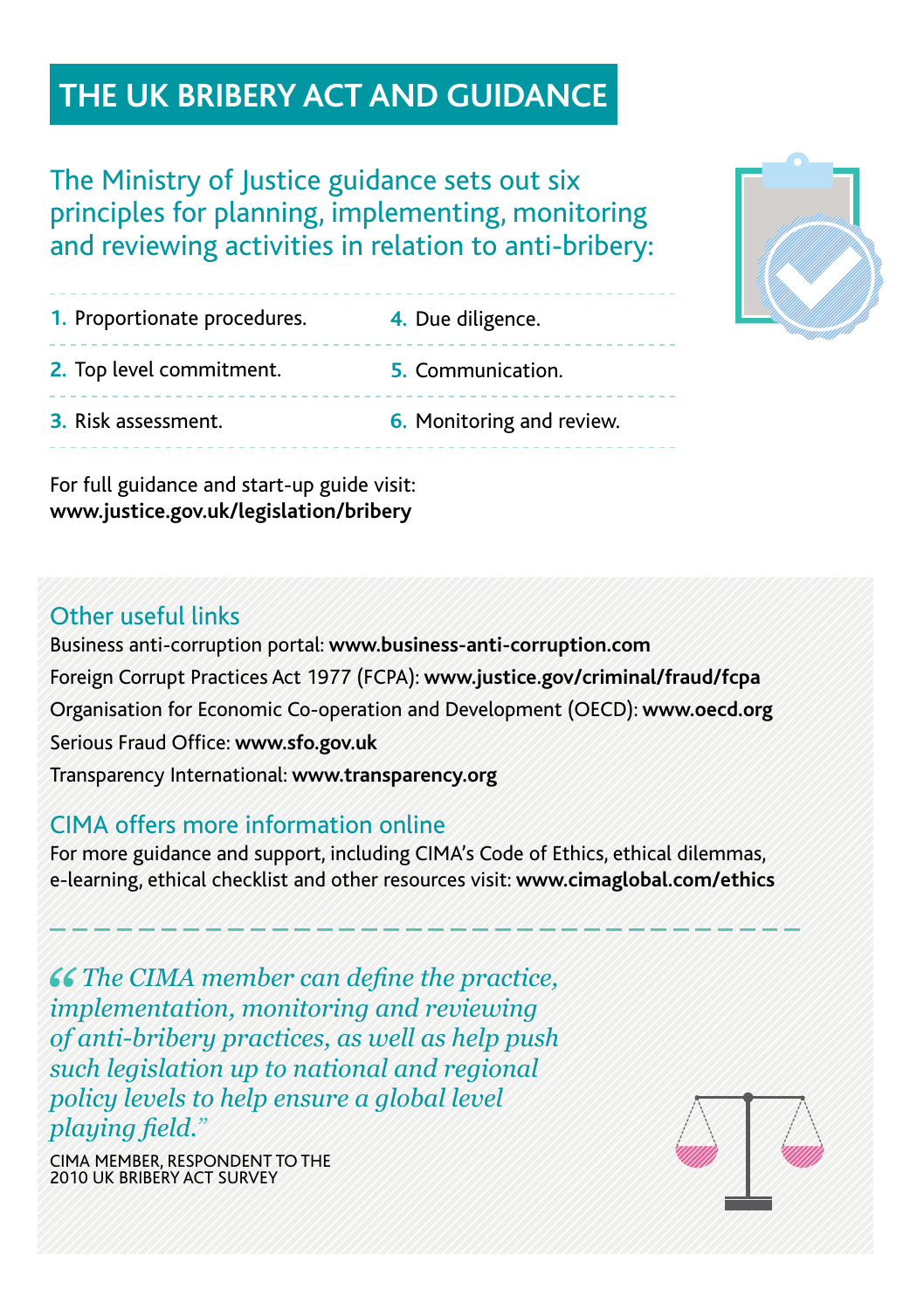# THE UK BRIBERY ACT AND GUIDANCE

The Ministry of Justice guidance sets out six principles for planning, implementing, monitoring and reviewing activities in relation to anti-bribery:

1. Proportionate procedures.
2. Top level commitment.
3. Risk assessment.
4. Due diligence.
5. Communication.
6. Monitoring and review.

For full guidance and start-up guide visit:
**www.justice.gov.uk/legislation/bribery**

## Other useful links

Business anti-corruption portal: **www.business-anti-corruption.com**

Foreign Corrupt Practices Act 1977 (FCPA): **www.justice.gov/criminal/fraud/fcpa**

Organisation for Economic Co-operation and Development (OECD): **www.oecd.org**

Serious Fraud Office: **www.sfo.gov.uk**

Transparency International: **www.transparency.org**

## CIMA offers more information online

For more guidance and support, including CIMA's Code of Ethics, ethical dilemmas, e-learning, ethical checklist and other resources visit: **www.cimaglobal.com/ethics**

*"The CIMA member can define the practice, implementation, monitoring and reviewing of anti-bribery practices, as well as help push such legislation up to national and regional policy levels to help ensure a global level playing field."*

CIMA MEMBER, RESPONDENT TO THE 2010 UK BRIBERY ACT SURVEY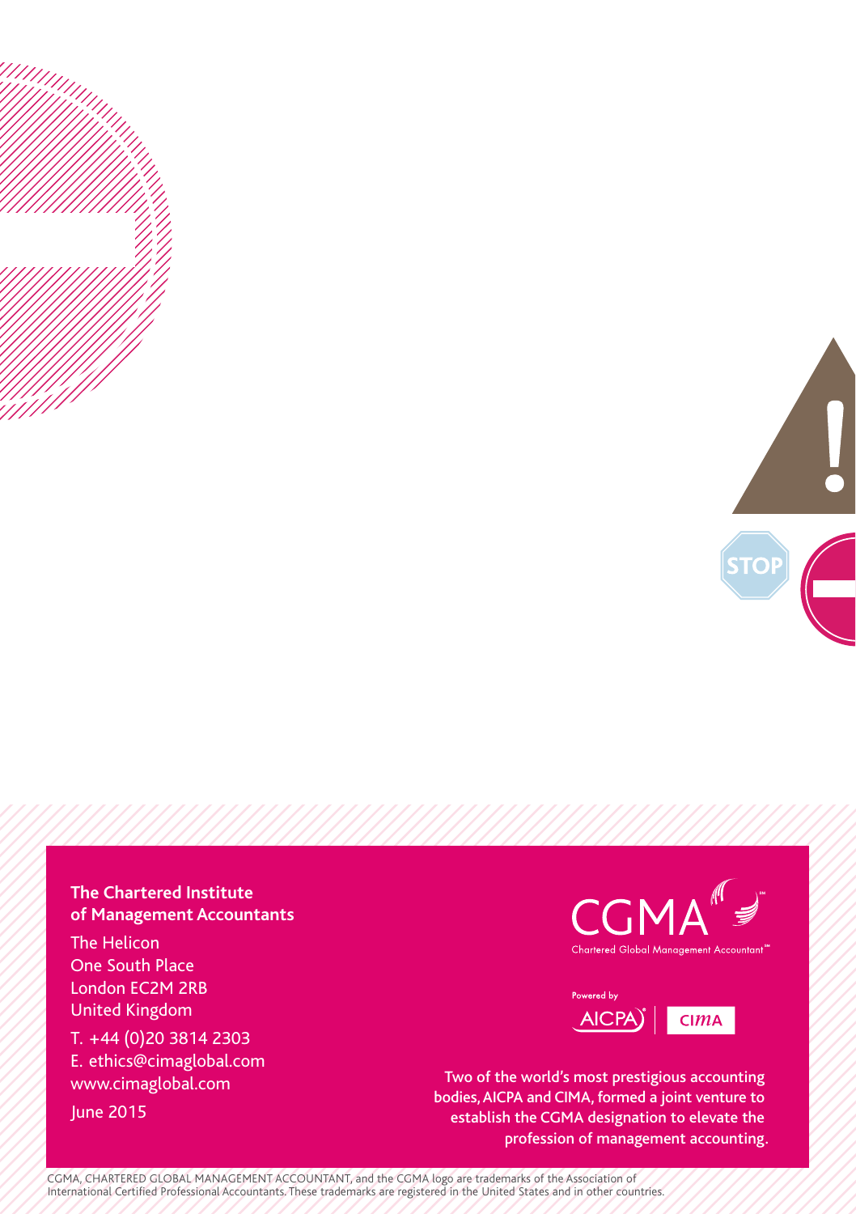**The Chartered Institute of Management Accountants**

The Helicon
One South Place
London EC2M 2RB
United Kingdom

T. +44 (0)20 3814 2303
E. ethics@cimaglobal.com
www.cimaglobal.com

June 2015

CGMA
Chartered Global Management Accountant℠

Powered by
AICPA | CIMA

Two of the world's most prestigious accounting bodies, AICPA and CIMA, formed a joint venture to establish the CGMA designation to elevate the profession of management accounting.

CGMA, CHARTERED GLOBAL MANAGEMENT ACCOUNTANT, and the CGMA logo are trademarks of the Association of International Certified Professional Accountants. These trademarks are registered in the United States and in other countries.